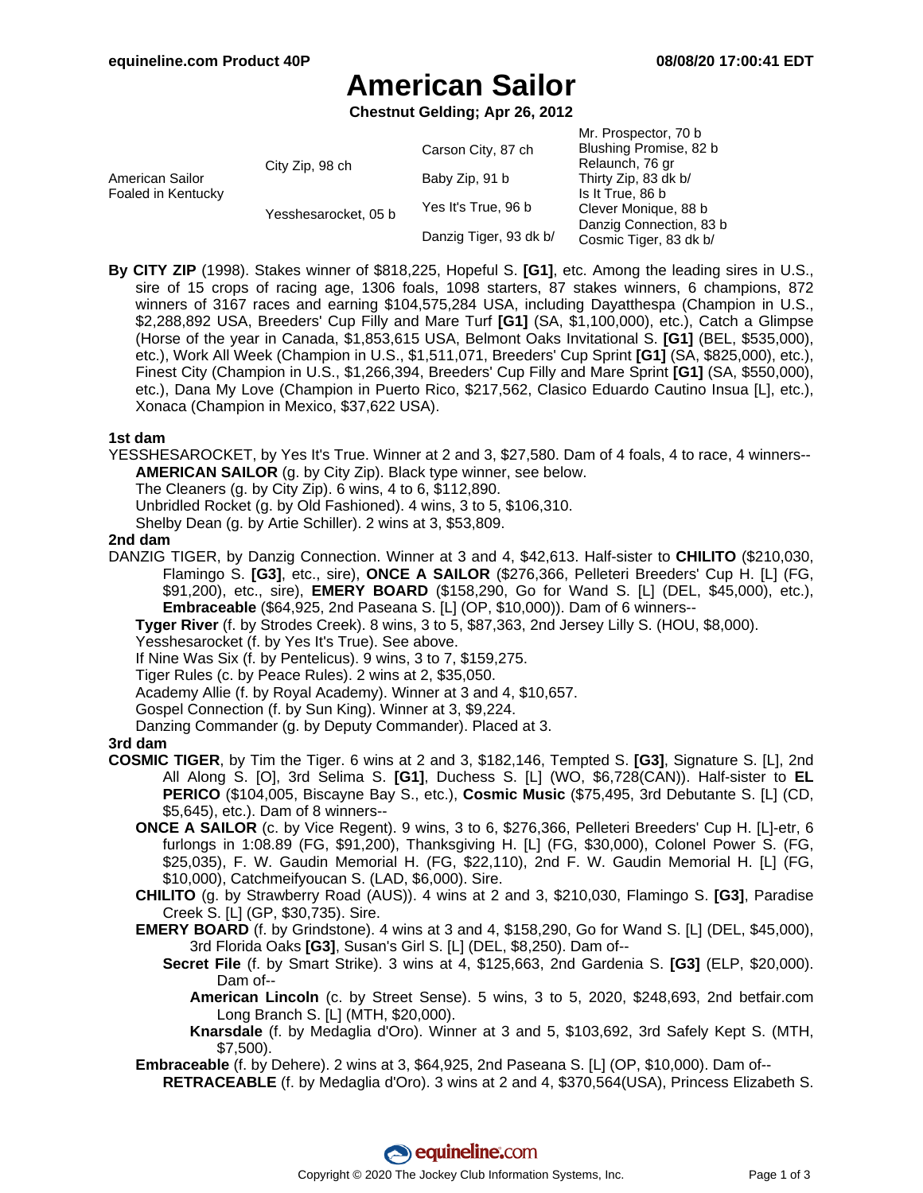# American Sailor

**Chestnut Gelding; Apr 26, 2012**

| | | | |
|---|---|---|---|
| American Sailor Foaled in Kentucky | City Zip, 98 ch | Carson City, 87 ch | Mr. Prospector, 70 b |
| | | | Blushing Promise, 82 b |
| | | Baby Zip, 91 b | Relaunch, 76 gr |
| | | | Thirty Zip, 83 dk b/ |
| | Yesshesarocket, 05 b | Yes It's True, 96 b | Is It True, 86 b |
| | | | Clever Monique, 88 b |
| | | Danzig Tiger, 93 dk b/ | Danzig Connection, 83 b |
| | | | Cosmic Tiger, 83 dk b/ |

**By CITY ZIP** (1998). Stakes winner of $818,225, Hopeful S. **[G1]**, etc. Among the leading sires in U.S., sire of 15 crops of racing age, 1306 foals, 1098 starters, 87 stakes winners, 6 champions, 872 winners of 3167 races and earning $104,575,284 USA, including Dayatthespa (Champion in U.S., $2,288,892 USA, Breeders' Cup Filly and Mare Turf **[G1]** (SA, $1,100,000), etc.), Catch a Glimpse (Horse of the year in Canada, $1,853,615 USA, Belmont Oaks Invitational S. **[G1]** (BEL, $535,000), etc.), Work All Week (Champion in U.S., $1,511,071, Breeders' Cup Sprint **[G1]** (SA, $825,000), etc.), Finest City (Champion in U.S., $1,266,394, Breeders' Cup Filly and Mare Sprint **[G1]** (SA, $550,000), etc.), Dana My Love (Champion in Puerto Rico, $217,562, Clasico Eduardo Cautino Insua [L], etc.), Xonaca (Champion in Mexico, $37,622 USA).

### 1st dam

YESSHESAROCKET, by Yes It's True. Winner at 2 and 3, $27,580. Dam of 4 foals, 4 to race, 4 winners--

- **AMERICAN SAILOR** (g. by City Zip). Black type winner, see below.
- The Cleaners (g. by City Zip). 6 wins, 4 to 6, $112,890.
- Unbridled Rocket (g. by Old Fashioned). 4 wins, 3 to 5, $106,310.
- Shelby Dean (g. by Artie Schiller). 2 wins at 3, $53,809.

### 2nd dam

DANZIG TIGER, by Danzig Connection. Winner at 3 and 4, $42,613. Half-sister to **CHILITO** ($210,030, Flamingo S. **[G3]**, etc., sire), **ONCE A SAILOR** ($276,366, Pelleteri Breeders' Cup H. [L] (FG, $91,200), etc., sire), **EMERY BOARD** ($158,290, Go for Wand S. [L] (DEL, $45,000), etc.), **Embraceable** ($64,925, 2nd Paseana S. [L] (OP, $10,000)). Dam of 6 winners--

- **Tyger River** (f. by Strodes Creek). 8 wins, 3 to 5, $87,363, 2nd Jersey Lilly S. (HOU, $8,000).
- Yesshesarocket (f. by Yes It's True). See above.
- If Nine Was Six (f. by Pentelicus). 9 wins, 3 to 7, $159,275.
- Tiger Rules (c. by Peace Rules). 2 wins at 2, $35,050.
- Academy Allie (f. by Royal Academy). Winner at 3 and 4, $10,657.
- Gospel Connection (f. by Sun King). Winner at 3, $9,224.
- Danzing Commander (g. by Deputy Commander). Placed at 3.

### 3rd dam

**COSMIC TIGER**, by Tim the Tiger. 6 wins at 2 and 3, $182,146, Tempted S. **[G3]**, Signature S. [L], 2nd All Along S. [O], 3rd Selima S. **[G1]**, Duchess S. [L] (WO, $6,728(CAN)). Half-sister to **EL PERICO** ($104,005, Biscayne Bay S., etc.), **Cosmic Music** ($75,495, 3rd Debutante S. [L] (CD, $5,645), etc.). Dam of 8 winners--

- **ONCE A SAILOR** (c. by Vice Regent). 9 wins, 3 to 6, $276,366, Pelleteri Breeders' Cup H. [L]-etr, 6 furlongs in 1:08.89 (FG, $91,200), Thanksgiving H. [L] (FG, $30,000), Colonel Power S. (FG, $25,035), F. W. Gaudin Memorial H. (FG, $22,110), 2nd F. W. Gaudin Memorial H. [L] (FG, $10,000), Catchmeifyoucan S. (LAD, $6,000). Sire.
- **CHILITO** (g. by Strawberry Road (AUS)). 4 wins at 2 and 3, $210,030, Flamingo S. **[G3]**, Paradise Creek S. [L] (GP, $30,735). Sire.
- **EMERY BOARD** (f. by Grindstone). 4 wins at 3 and 4, $158,290, Go for Wand S. [L] (DEL, $45,000), 3rd Florida Oaks **[G3]**, Susan's Girl S. [L] (DEL, $8,250). Dam of--
  - **Secret File** (f. by Smart Strike). 3 wins at 4, $125,663, 2nd Gardenia S. **[G3]** (ELP, $20,000). Dam of--
    - **American Lincoln** (c. by Street Sense). 5 wins, 3 to 5, 2020, $248,693, 2nd betfair.com Long Branch S. [L] (MTH, $20,000).
    - **Knarsdale** (f. by Medaglia d'Oro). Winner at 3 and 5, $103,692, 3rd Safely Kept S. (MTH, $7,500).
- **Embraceable** (f. by Dehere). 2 wins at 3, $64,925, 2nd Paseana S. [L] (OP, $10,000). Dam of--
  - **RETRACEABLE** (f. by Medaglia d'Oro). 3 wins at 2 and 4, $370,564(USA), Princess Elizabeth S.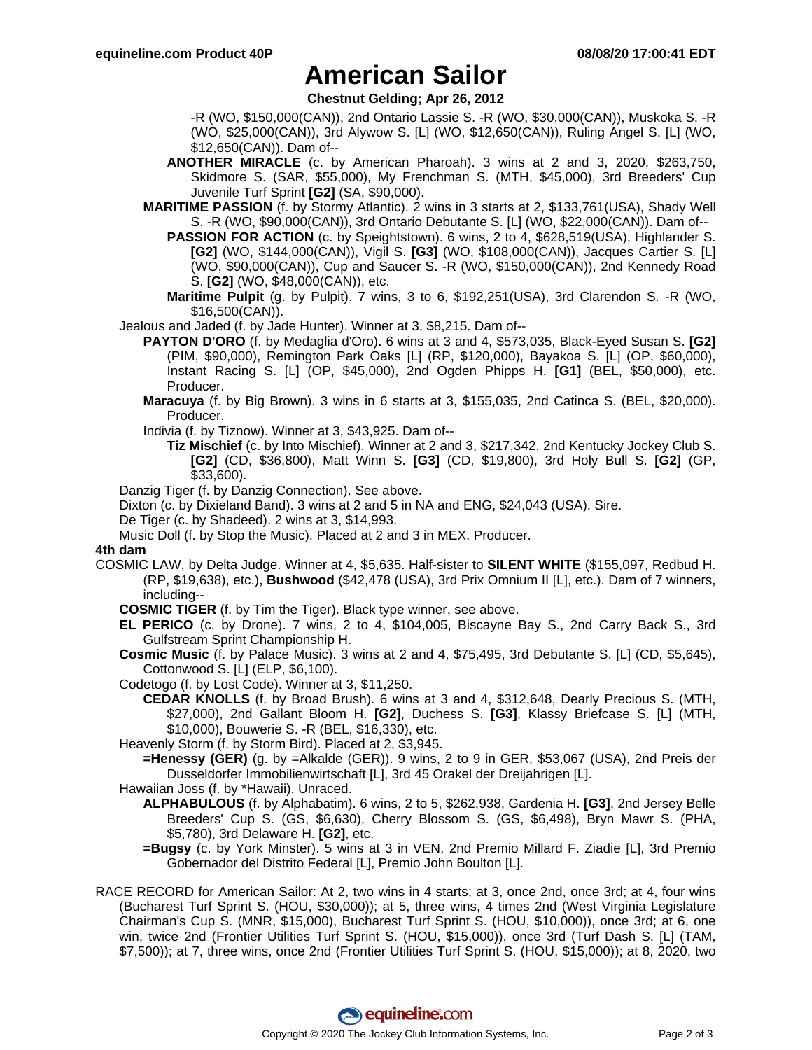# American Sailor

**Chestnut Gelding; Apr 26, 2012**

-R (WO, $150,000(CAN)), 2nd Ontario Lassie S. -R (WO, $30,000(CAN)), Muskoka S. -R (WO, $25,000(CAN)), 3rd Alywow S. [L] (WO, $12,650(CAN)), Ruling Angel S. [L] (WO, $12,650(CAN)). Dam of--

**ANOTHER MIRACLE** (c. by American Pharoah). 3 wins at 2 and 3, 2020, $263,750, Skidmore S. (SAR, $55,000), My Frenchman S. (MTH, $45,000), 3rd Breeders' Cup Juvenile Turf Sprint **[G2]** (SA, $90,000).

**MARITIME PASSION** (f. by Stormy Atlantic). 2 wins in 3 starts at 2, $133,761(USA), Shady Well S. -R (WO, $90,000(CAN)), 3rd Ontario Debutante S. [L] (WO, $22,000(CAN)). Dam of--

**PASSION FOR ACTION** (c. by Speightstown). 6 wins, 2 to 4, $628,519(USA), Highlander S. **[G2]** (WO, $144,000(CAN)), Vigil S. **[G3]** (WO, $108,000(CAN)), Jacques Cartier S. [L] (WO, $90,000(CAN)), Cup and Saucer S. -R (WO, $150,000(CAN)), 2nd Kennedy Road S. **[G2]** (WO, $48,000(CAN)), etc.

**Maritime Pulpit** (g. by Pulpit). 7 wins, 3 to 6, $192,251(USA), 3rd Clarendon S. -R (WO, $16,500(CAN)).

Jealous and Jaded (f. by Jade Hunter). Winner at 3, $8,215. Dam of--

**PAYTON D'ORO** (f. by Medaglia d'Oro). 6 wins at 3 and 4, $573,035, Black-Eyed Susan S. **[G2]** (PIM, $90,000), Remington Park Oaks [L] (RP, $120,000), Bayakoa S. [L] (OP, $60,000), Instant Racing S. [L] (OP, $45,000), 2nd Ogden Phipps H. **[G1]** (BEL, $50,000), etc. Producer.

**Maracuya** (f. by Big Brown). 3 wins in 6 starts at 3, $155,035, 2nd Catinca S. (BEL, $20,000). Producer.

Indivia (f. by Tiznow). Winner at 3, $43,925. Dam of--

**Tiz Mischief** (c. by Into Mischief). Winner at 2 and 3, $217,342, 2nd Kentucky Jockey Club S. **[G2]** (CD, $36,800), Matt Winn S. **[G3]** (CD, $19,800), 3rd Holy Bull S. **[G2]** (GP, $33,600).

Danzig Tiger (f. by Danzig Connection). See above.

Dixton (c. by Dixieland Band). 3 wins at 2 and 5 in NA and ENG, $24,043 (USA). Sire.

De Tiger (c. by Shadeed). 2 wins at 3, $14,993.

Music Doll (f. by Stop the Music). Placed at 2 and 3 in MEX. Producer.

**4th dam**

COSMIC LAW, by Delta Judge. Winner at 4, $5,635. Half-sister to **SILENT WHITE** ($155,097, Redbud H. (RP, $19,638), etc.), **Bushwood** ($42,478 (USA), 3rd Prix Omnium II [L], etc.). Dam of 7 winners, including--

**COSMIC TIGER** (f. by Tim the Tiger). Black type winner, see above.

**EL PERICO** (c. by Drone). 7 wins, 2 to 4, $104,005, Biscayne Bay S., 2nd Carry Back S., 3rd Gulfstream Sprint Championship H.

**Cosmic Music** (f. by Palace Music). 3 wins at 2 and 4, $75,495, 3rd Debutante S. [L] (CD, $5,645), Cottonwood S. [L] (ELP, $6,100).

Codetogo (f. by Lost Code). Winner at 3, $11,250.

**CEDAR KNOLLS** (f. by Broad Brush). 6 wins at 3 and 4, $312,648, Dearly Precious S. (MTH, $27,000), 2nd Gallant Bloom H. **[G2]**, Duchess S. **[G3]**, Klassy Briefcase S. [L] (MTH, $10,000), Bouwerie S. -R (BEL, $16,330), etc.

Heavenly Storm (f. by Storm Bird). Placed at 2, $3,945.

**=Henessy (GER)** (g. by =Alkalde (GER)). 9 wins, 2 to 9 in GER, $53,067 (USA), 2nd Preis der Dusseldorfer Immobilienwirtschaft [L], 3rd 45 Orakel der Dreijahrigen [L].

Hawaiian Joss (f. by *Hawaii). Unraced.

**ALPHABULOUS** (f. by Alphabatim). 6 wins, 2 to 5, $262,938, Gardenia H. **[G3]**, 2nd Jersey Belle Breeders' Cup S. (GS, $6,630), Cherry Blossom S. (GS, $6,498), Bryn Mawr S. (PHA, $5,780), 3rd Delaware H. **[G2]**, etc.

**=Bugsy** (c. by York Minster). 5 wins at 3 in VEN, 2nd Premio Millard F. Ziadie [L], 3rd Premio Gobernador del Distrito Federal [L], Premio John Boulton [L].

RACE RECORD for American Sailor: At 2, two wins in 4 starts; at 3, once 2nd, once 3rd; at 4, four wins (Bucharest Turf Sprint S. (HOU, $30,000)); at 5, three wins, 4 times 2nd (West Virginia Legislature Chairman's Cup S. (MNR, $15,000), Bucharest Turf Sprint S. (HOU, $10,000)), once 3rd; at 6, one win, twice 2nd (Frontier Utilities Turf Sprint S. (HOU, $15,000)), once 3rd (Turf Dash S. [L] (TAM, $7,500)); at 7, three wins, once 2nd (Frontier Utilities Turf Sprint S. (HOU, $15,000)); at 8, 2020, two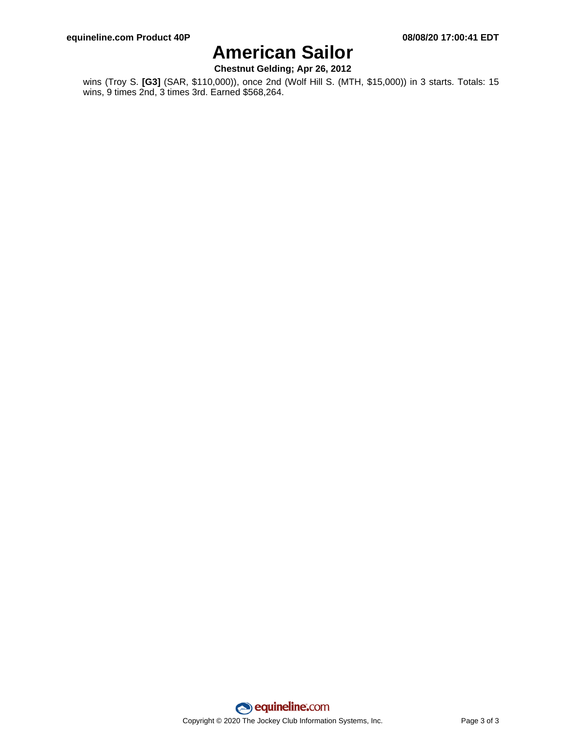# American Sailor

**Chestnut Gelding; Apr 26, 2012**

wins (Troy S. **[G3]** (SAR, $110,000)), once 2nd (Wolf Hill S. (MTH, $15,000)) in 3 starts. Totals: 15 wins, 9 times 2nd, 3 times 3rd. Earned $568,264.